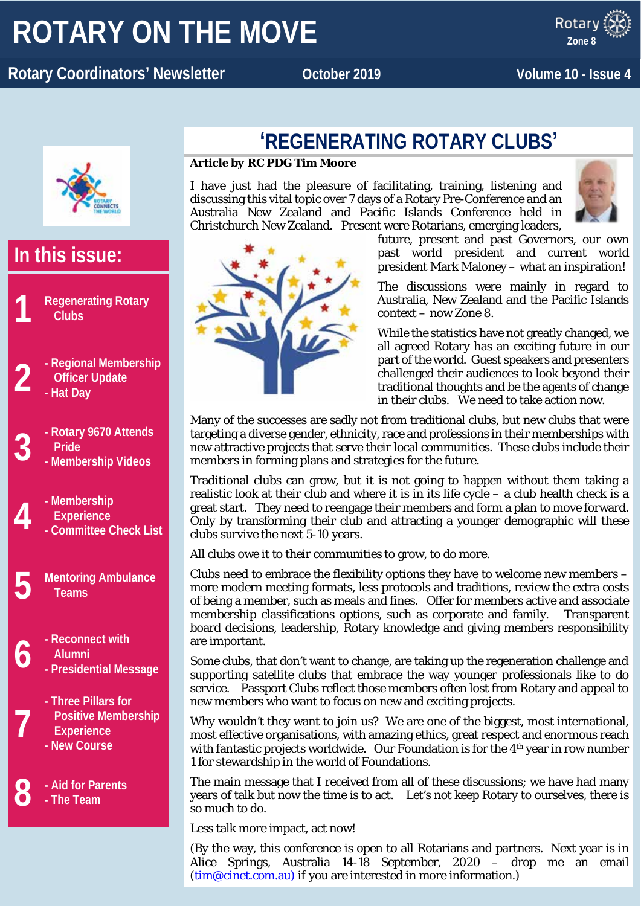# ROTARY ON THE MOVE

**Rotary Coordinators' Newsletter** — October 2019 — Volume 10 - Issue 4

## In this issue:

1. Regenerating Rotary Clubs
2. - Regional Membership Officer Update
   - Hat Day
3. - Rotary 9670 Attends Pride
   - Membership Videos
4. - Membership Experience
   - Committee Check List
5. Mentoring Ambulance Teams
6. - Reconnect with Alumni
   - Presidential Message
7. - Three Pillars for Positive Membership Experience
   - New Course
8. - Aid for Parents
   - The Team

## 'REGENERATING ROTARY CLUBS'

***Article by RC PDG Tim Moore***

I have just had the pleasure of facilitating, training, listening and discussing this vital topic over 7 days of a Rotary Pre-Conference and an Australia New Zealand and Pacific Islands Conference held in Christchurch New Zealand. Present were Rotarians, emerging leaders, future, present and past Governors, our own past world president and current world president Mark Maloney – what an inspiration!

The discussions were mainly in regard to Australia, New Zealand and the Pacific Islands context – now Zone 8.

While the statistics have not greatly changed, we all agreed Rotary has an exciting future in our part of the world. Guest speakers and presenters challenged their audiences to look beyond their traditional thoughts and be the agents of change in their clubs. We need to take action now.

Many of the successes are sadly not from traditional clubs, but new clubs that were targeting a diverse gender, ethnicity, race and professions in their memberships with new attractive projects that serve their local communities. These clubs include their members in forming plans and strategies for the future.

Traditional clubs can grow, but it is not going to happen without them taking a realistic look at their club and where it is in its life cycle – a club health check is a great start. They need to reengage their members and form a plan to move forward. Only by transforming their club and attracting a younger demographic will these clubs survive the next 5-10 years.

All clubs owe it to their communities to grow, to do more.

Clubs need to embrace the flexibility options they have to welcome new members – more modern meeting formats, less protocols and traditions, review the extra costs of being a member, such as meals and fines. Offer for members active and associate membership classifications options, such as corporate and family. Transparent board decisions, leadership, Rotary knowledge and giving members responsibility are important.

Some clubs, that don't want to change, are taking up the regeneration challenge and supporting satellite clubs that embrace the way younger professionals like to do service. Passport Clubs reflect those members often lost from Rotary and appeal to new members who want to focus on new and exciting projects.

Why wouldn't they want to join us? We are one of the biggest, most international, most effective organisations, with amazing ethics, great respect and enormous reach with fantastic projects worldwide. Our Foundation is for the 4th year in row number 1 for stewardship in the world of Foundations.

The main message that I received from all of these discussions; we have had many years of talk but now the time is to act. Let's not keep Rotary to ourselves, there is so much to do.

Less talk more impact, act now!

(By the way, this conference is open to all Rotarians and partners. Next year is in Alice Springs, Australia 14-18 September, 2020 – drop me an email (tim@cinet.com.au) if you are interested in more information.)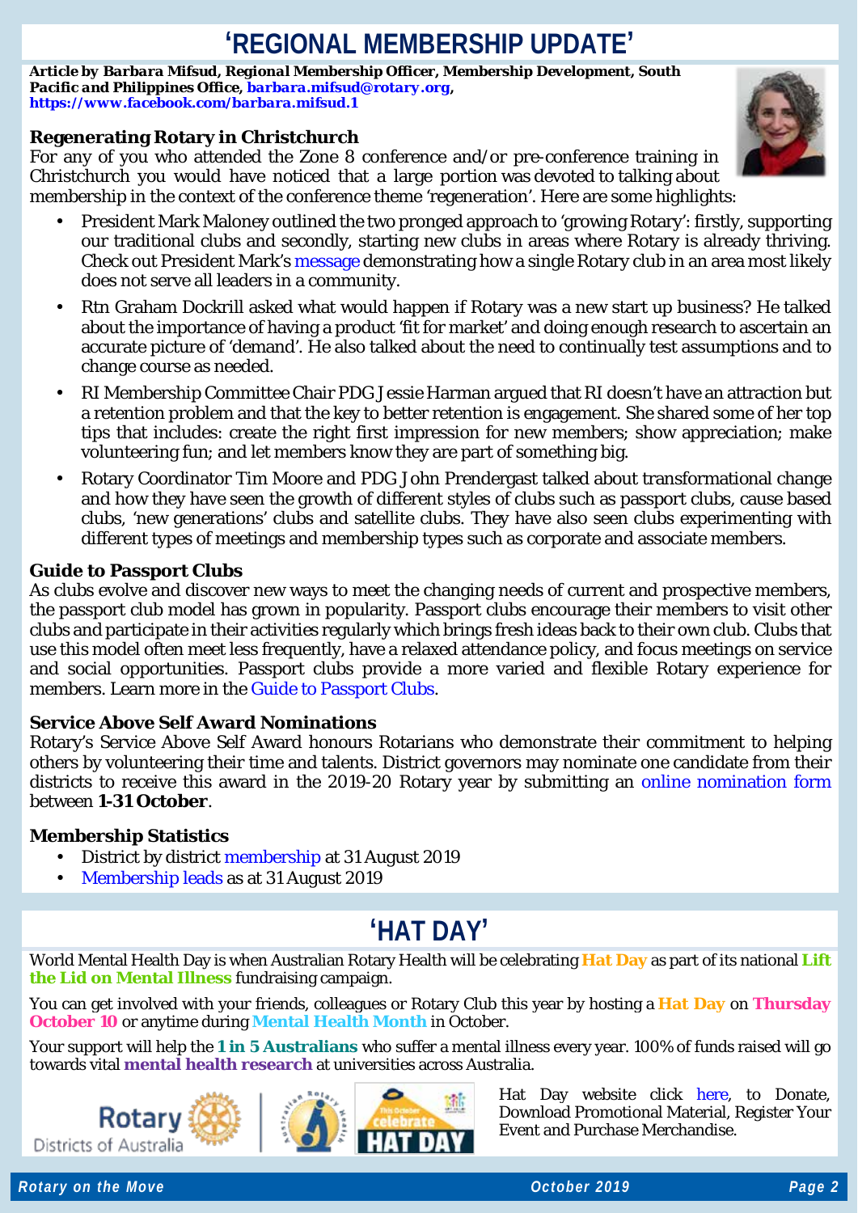# 'REGIONAL MEMBERSHIP UPDATE'

***Article by Barbara Mifsud, Regional Membership Officer, Membership Development, South Pacific and Philippines Office, barbara.mifsud@rotary.org, https://www.facebook.com/barbara.mifsud.1***

### Regenerating Rotary in Christchurch

For any of you who attended the Zone 8 conference and/or pre-conference training in Christchurch you would have noticed that a large portion was devoted to talking about membership in the context of the conference theme 'regeneration'. Here are some highlights:

- President Mark Maloney outlined the two pronged approach to 'growing Rotary': firstly, supporting our traditional clubs and secondly, starting new clubs in areas where Rotary is already thriving. Check out President Mark's message demonstrating how a single Rotary club in an area most likely does not serve all leaders in a community.
- Rtn Graham Dockrill asked what would happen if Rotary was a new start up business? He talked about the importance of having a product 'fit for market' and doing enough research to ascertain an accurate picture of 'demand'. He also talked about the need to continually test assumptions and to change course as needed.
- RI Membership Committee Chair PDG Jessie Harman argued that RI doesn't have an attraction but a retention problem and that the key to better retention is engagement. She shared some of her top tips that includes: create the right first impression for new members; show appreciation; make volunteering fun; and let members know they are part of something big.
- Rotary Coordinator Tim Moore and PDG John Prendergast talked about transformational change and how they have seen the growth of different styles of clubs such as passport clubs, cause based clubs, 'new generations' clubs and satellite clubs. They have also seen clubs experimenting with different types of meetings and membership types such as corporate and associate members.

### Guide to Passport Clubs

As clubs evolve and discover new ways to meet the changing needs of current and prospective members, the passport club model has grown in popularity. Passport clubs encourage their members to visit other clubs and participate in their activities regularly which brings fresh ideas back to their own club. Clubs that use this model often meet less frequently, have a relaxed attendance policy, and focus meetings on service and social opportunities. Passport clubs provide a more varied and flexible Rotary experience for members. Learn more in the Guide to Passport Clubs.

### Service Above Self Award Nominations

Rotary's Service Above Self Award honours Rotarians who demonstrate their commitment to helping others by volunteering their time and talents. District governors may nominate one candidate from their districts to receive this award in the 2019-20 Rotary year by submitting an online nomination form between **1-31 October**.

### Membership Statistics

- District by district membership at 31 August 2019
- Membership leads as at 31 August 2019

# 'HAT DAY'

World Mental Health Day is when Australian Rotary Health will be celebrating **Hat Day** as part of its national **Lift the Lid on Mental Illness** fundraising campaign.

You can get involved with your friends, colleagues or Rotary Club this year by hosting a **Hat Day** on **Thursday October 10** or anytime during **Mental Health Month** in October.

Your support will help the **1 in 5 Australians** who suffer a mental illness every year. 100% of funds raised will go towards vital **mental health research** at universities across Australia.

Hat Day website click here, to Donate, Download Promotional Material, Register Your Event and Purchase Merchandise.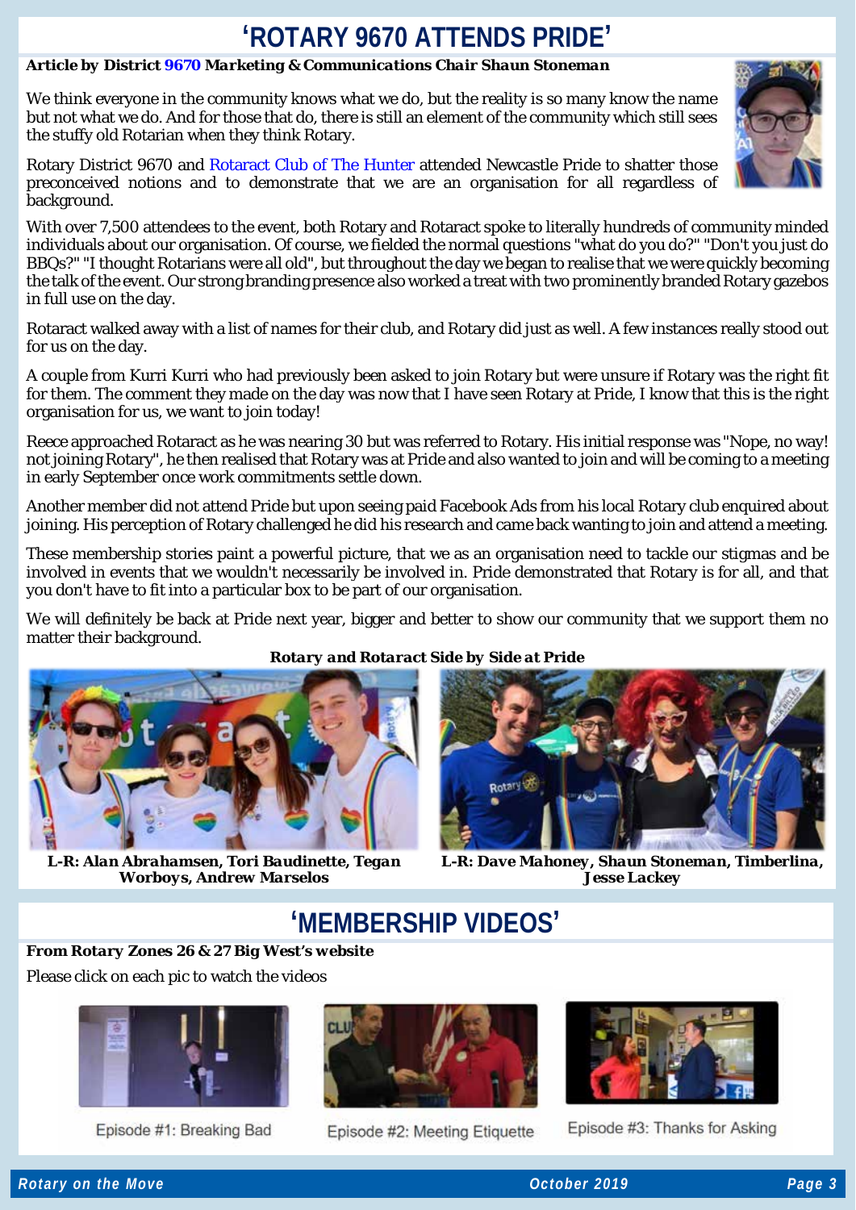# 'ROTARY 9670 ATTENDS PRIDE'

***Article by District 9670 Marketing & Communications Chair Shaun Stoneman***

We think everyone in the community knows what we do, but the reality is so many know the name but not what we do. And for those that do, there is still an element of the community which still sees the stuffy old Rotarian when they think Rotary.

Rotary District 9670 and Rotaract Club of The Hunter attended Newcastle Pride to shatter those preconceived notions and to demonstrate that we are an organisation for all regardless of background.

With over 7,500 attendees to the event, both Rotary and Rotaract spoke to literally hundreds of community minded individuals about our organisation. Of course, we fielded the normal questions "what do you do?" "Don't you just do BBQs?" "I thought Rotarians were all old", but throughout the day we began to realise that we were quickly becoming the talk of the event. Our strong branding presence also worked a treat with two prominently branded Rotary gazebos in full use on the day.

Rotaract walked away with a list of names for their club, and Rotary did just as well. A few instances really stood out for us on the day.

A couple from Kurri Kurri who had previously been asked to join Rotary but were unsure if Rotary was the right fit for them. The comment they made on the day was now that I have seen Rotary at Pride, I know that this is the right organisation for us, we want to join today!

Reece approached Rotaract as he was nearing 30 but was referred to Rotary. His initial response was "Nope, no way! not joining Rotary", he then realised that Rotary was at Pride and also wanted to join and will be coming to a meeting in early September once work commitments settle down.

Another member did not attend Pride but upon seeing paid Facebook Ads from his local Rotary club enquired about joining. His perception of Rotary challenged he did his research and came back wanting to join and attend a meeting.

These membership stories paint a powerful picture, that we as an organisation need to tackle our stigmas and be involved in events that we wouldn't necessarily be involved in. Pride demonstrated that Rotary is for all, and that you don't have to fit into a particular box to be part of our organisation.

We will definitely be back at Pride next year, bigger and better to show our community that we support them no matter their background.

***Rotary and Rotaract Side by Side at Pride***

***L-R: Alan Abrahamsen, Tori Baudinette, Tegan Worboys, Andrew Marselos***

***L-R: Dave Mahoney, Shaun Stoneman, Timberlina, Jesse Lackey***

# 'MEMBERSHIP VIDEOS'

**From Rotary Zones 26 & 27 Big West's website**

Please click on each pic to watch the videos

Episode #1: Breaking Bad

Episode #2: Meeting Etiquette

Episode #3: Thanks for Asking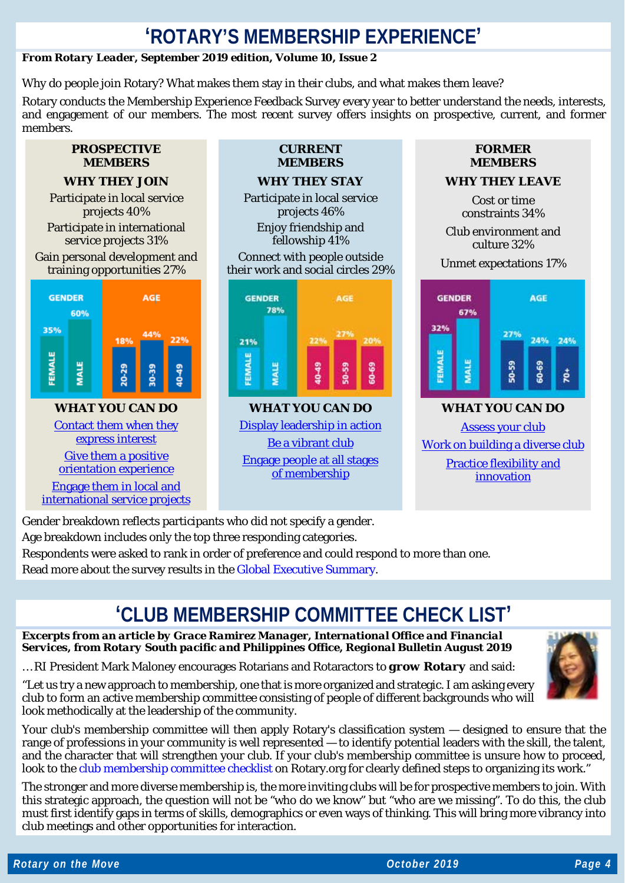# 'ROTARY'S MEMBERSHIP EXPERIENCE'

***From Rotary Leader, September 2019 edition, Volume 10, Issue 2***

Why do people join Rotary? What makes them stay in their clubs, and what makes them leave?

Rotary conducts the Membership Experience Feedback Survey every year to better understand the needs, interests, and engagement of our members. The most recent survey offers insights on prospective, current, and former members.

### PROSPECTIVE MEMBERS

**WHY THEY JOIN**

Participate in local service projects 40%

Participate in international service projects 31%

Gain personal development and training opportunities 27%

| GENDER | | AGE | | |
|---|---|---|---|---|
| FEMALE | MALE | 20-29 | 30-39 | 40-49 |
| 35% | 60% | 18% | 44% | 22% |

**WHAT YOU CAN DO**

- Contact them when they express interest
- Give them a positive orientation experience
- Engage them in local and international service projects

### CURRENT MEMBERS

**WHY THEY STAY**

Participate in local service projects 46%

Enjoy friendship and fellowship 41%

Connect with people outside their work and social circles 29%

| GENDER | | AGE | | |
|---|---|---|---|---|
| FEMALE | MALE | 40-49 | 50-59 | 60-69 |
| 21% | 78% | 22% | 27% | 20% |

**WHAT YOU CAN DO**

- Display leadership in action
- Be a vibrant club
- Engage people at all stages of membership

### FORMER MEMBERS

**WHY THEY LEAVE**

Cost or time constraints 34%

Club environment and culture 32%

Unmet expectations 17%

| GENDER | | AGE | | |
|---|---|---|---|---|
| FEMALE | MALE | 50-59 | 60-69 | 70+ |
| 32% | 67% | 27% | 24% | 24% |

**WHAT YOU CAN DO**

- Assess your club
- Work on building a diverse club
- Practice flexibility and innovation

Gender breakdown reflects participants who did not specify a gender.

Age breakdown includes only the top three responding categories.

Respondents were asked to rank in order of preference and could respond to more than one.

Read more about the survey results in the Global Executive Summary.

# 'CLUB MEMBERSHIP COMMITTEE CHECK LIST'

***Excerpts from an article by Grace Ramirez Manager, International Office and Financial Services, from Rotary South pacific and Philippines Office, Regional Bulletin August 2019***

…RI President Mark Maloney encourages Rotarians and Rotaractors to **grow Rotary** and said:

"Let us try a new approach to membership, one that is more organized and strategic. I am asking every club to form an active membership committee consisting of people of different backgrounds who will look methodically at the leadership of the community.

Your club's membership committee will then apply Rotary's classification system — designed to ensure that the range of professions in your community is well represented — to identify potential leaders with the skill, the talent, and the character that will strengthen your club. If your club's membership committee is unsure how to proceed, look to the club membership committee checklist on Rotary.org for clearly defined steps to organizing its work."

The stronger and more diverse membership is, the more inviting clubs will be for prospective members to join. With this strategic approach, the question will not be "who do we know" but "who are we missing". To do this, the club must first identify gaps in terms of skills, demographics or even ways of thinking. This will bring more vibrancy into club meetings and other opportunities for interaction.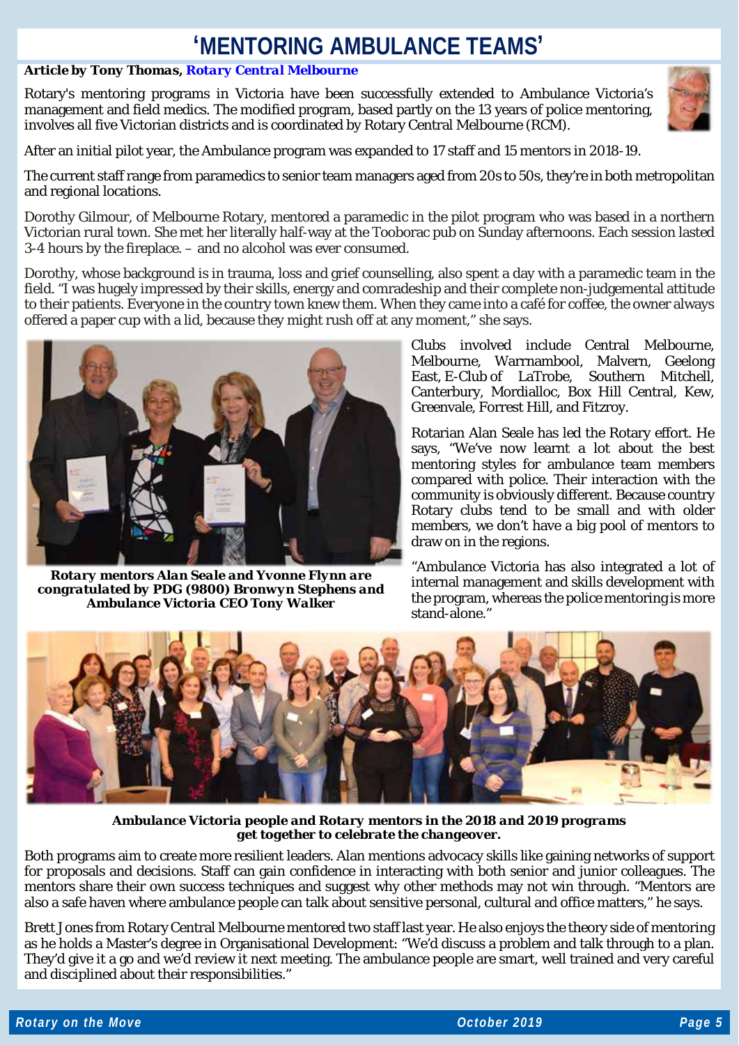# 'MENTORING AMBULANCE TEAMS'

***Article by Tony Thomas, Rotary Central Melbourne***

Rotary's mentoring programs in Victoria have been successfully extended to Ambulance Victoria's management and field medics. The modified program, based partly on the 13 years of police mentoring, involves all five Victorian districts and is coordinated by Rotary Central Melbourne (RCM).

After an initial pilot year, the Ambulance program was expanded to 17 staff and 15 mentors in 2018-19.

The current staff range from paramedics to senior team managers aged from 20s to 50s, they're in both metropolitan and regional locations.

Dorothy Gilmour, of Melbourne Rotary, mentored a paramedic in the pilot program who was based in a northern Victorian rural town. She met her literally half-way at the Tooborac pub on Sunday afternoons. Each session lasted 3-4 hours by the fireplace. – and no alcohol was ever consumed.

Dorothy, whose background is in trauma, loss and grief counselling, also spent a day with a paramedic team in the field. "I was hugely impressed by their skills, energy and comradeship and their complete non-judgemental attitude to their patients. Everyone in the country town knew them. When they came into a café for coffee, the owner always offered a paper cup with a lid, because they might rush off at any moment," she says.

***Rotary mentors Alan Seale and Yvonne Flynn are congratulated by PDG (9800) Bronwyn Stephens and Ambulance Victoria CEO Tony Walker***

Clubs involved include Central Melbourne, Melbourne, Warrnambool, Malvern, Geelong East, E-Club of LaTrobe, Southern Mitchell, Canterbury, Mordialloc, Box Hill Central, Kew, Greenvale, Forrest Hill, and Fitzroy.

Rotarian Alan Seale has led the Rotary effort. He says, "We've now learnt a lot about the best mentoring styles for ambulance team members compared with police. Their interaction with the community is obviously different. Because country Rotary clubs tend to be small and with older members, we don't have a big pool of mentors to draw on in the regions.

"Ambulance Victoria has also integrated a lot of internal management and skills development with the program, whereas the police mentoring is more stand-alone."

***Ambulance Victoria people and Rotary mentors in the 2018 and 2019 programs get together to celebrate the changeover.***

Both programs aim to create more resilient leaders. Alan mentions advocacy skills like gaining networks of support for proposals and decisions. Staff can gain confidence in interacting with both senior and junior colleagues. The mentors share their own success techniques and suggest why other methods may not win through. "Mentors are also a safe haven where ambulance people can talk about sensitive personal, cultural and office matters," he says.

Brett Jones from Rotary Central Melbourne mentored two staff last year. He also enjoys the theory side of mentoring as he holds a Master's degree in Organisational Development: "We'd discuss a problem and talk through to a plan. They'd give it a go and we'd review it next meeting. The ambulance people are smart, well trained and very careful and disciplined about their responsibilities."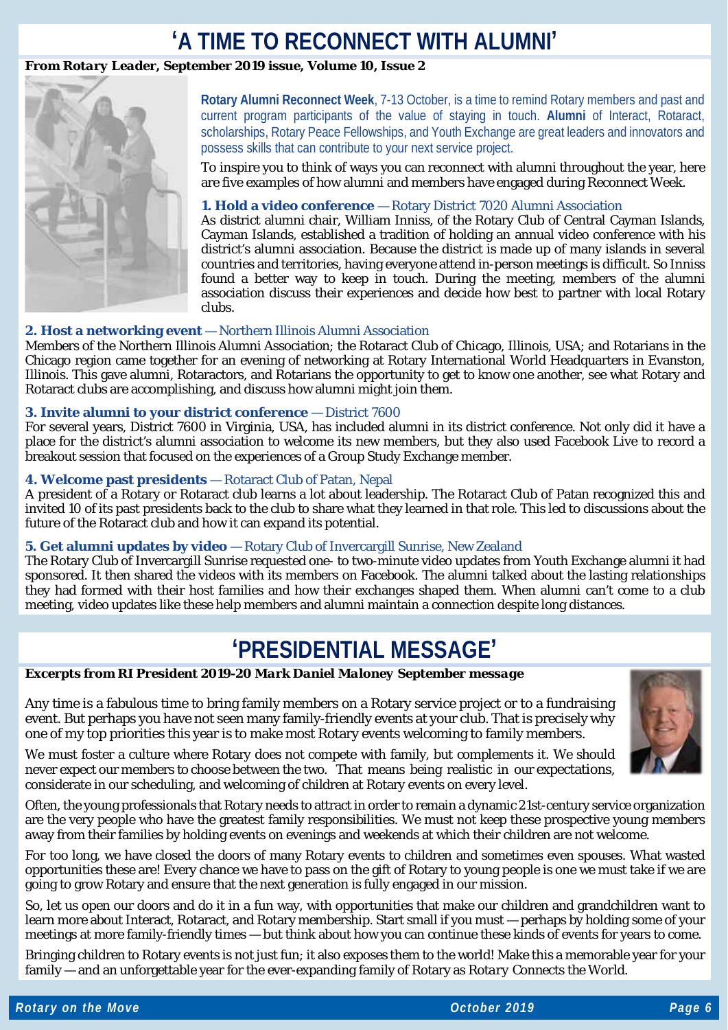# 'A TIME TO RECONNECT WITH ALUMNI'

***From Rotary Leader, September 2019 issue, Volume 10, Issue 2***

**Rotary Alumni Reconnect Week**, 7-13 October, is a time to remind Rotary members and past and current program participants of the value of staying in touch. **Alumni** of Interact, Rotaract, scholarships, Rotary Peace Fellowships, and Youth Exchange are great leaders and innovators and possess skills that can contribute to your next service project.

To inspire you to think of ways you can reconnect with alumni throughout the year, here are five examples of how alumni and members have engaged during Reconnect Week.

**1. Hold a video conference** — Rotary District 7020 Alumni Association
As district alumni chair, William Inniss, of the Rotary Club of Central Cayman Islands, Cayman Islands, established a tradition of holding an annual video conference with his district's alumni association. Because the district is made up of many islands in several countries and territories, having everyone attend in-person meetings is difficult. So Inniss found a better way to keep in touch. During the meeting, members of the alumni association discuss their experiences and decide how best to partner with local Rotary clubs.

**2. Host a networking event** — Northern Illinois Alumni Association
Members of the Northern Illinois Alumni Association; the Rotaract Club of Chicago, Illinois, USA; and Rotarians in the Chicago region came together for an evening of networking at Rotary International World Headquarters in Evanston, Illinois. This gave alumni, Rotaractors, and Rotarians the opportunity to get to know one another, see what Rotary and Rotaract clubs are accomplishing, and discuss how alumni might join them.

**3. Invite alumni to your district conference** — District 7600
For several years, District 7600 in Virginia, USA, has included alumni in its district conference. Not only did it have a place for the district's alumni association to welcome its new members, but they also used Facebook Live to record a breakout session that focused on the experiences of a Group Study Exchange member.

**4. Welcome past presidents** — Rotaract Club of Patan, Nepal
A president of a Rotary or Rotaract club learns a lot about leadership. The Rotaract Club of Patan recognized this and invited 10 of its past presidents back to the club to share what they learned in that role. This led to discussions about the future of the Rotaract club and how it can expand its potential.

**5. Get alumni updates by video** — Rotary Club of Invercargill Sunrise, New Zealand
The Rotary Club of Invercargill Sunrise requested one- to two-minute video updates from Youth Exchange alumni it had sponsored. It then shared the videos with its members on Facebook. The alumni talked about the lasting relationships they had formed with their host families and how their exchanges shaped them. When alumni can't come to a club meeting, video updates like these help members and alumni maintain a connection despite long distances.

# 'PRESIDENTIAL MESSAGE'

***Excerpts from RI President 2019-20 Mark Daniel Maloney September message***

Any time is a fabulous time to bring family members on a Rotary service project or to a fundraising event. But perhaps you have not seen many family-friendly events at your club. That is precisely why one of my top priorities this year is to make most Rotary events welcoming to family members.

We must foster a culture where Rotary does not compete with family, but complements it. We should never expect our members to choose between the two. That means being realistic in our expectations, considerate in our scheduling, and welcoming of children at Rotary events on every level.

Often, the young professionals that Rotary needs to attract in order to remain a dynamic 21st-century service organization are the very people who have the greatest family responsibilities. We must not keep these prospective young members away from their families by holding events on evenings and weekends at which their children are not welcome.

For too long, we have closed the doors of many Rotary events to children and sometimes even spouses. What wasted opportunities these are! Every chance we have to pass on the gift of Rotary to young people is one we must take if we are going to grow Rotary and ensure that the next generation is fully engaged in our mission.

So, let us open our doors and do it in a fun way, with opportunities that make our children and grandchildren want to learn more about Interact, Rotaract, and Rotary membership. Start small if you must — perhaps by holding some of your meetings at more family-friendly times — but think about how you can continue these kinds of events for years to come.

Bringing children to Rotary events is not just fun; it also exposes them to the world! Make this a memorable year for your family — and an unforgettable year for the ever-expanding family of Rotary as *Rotary Connects the World*.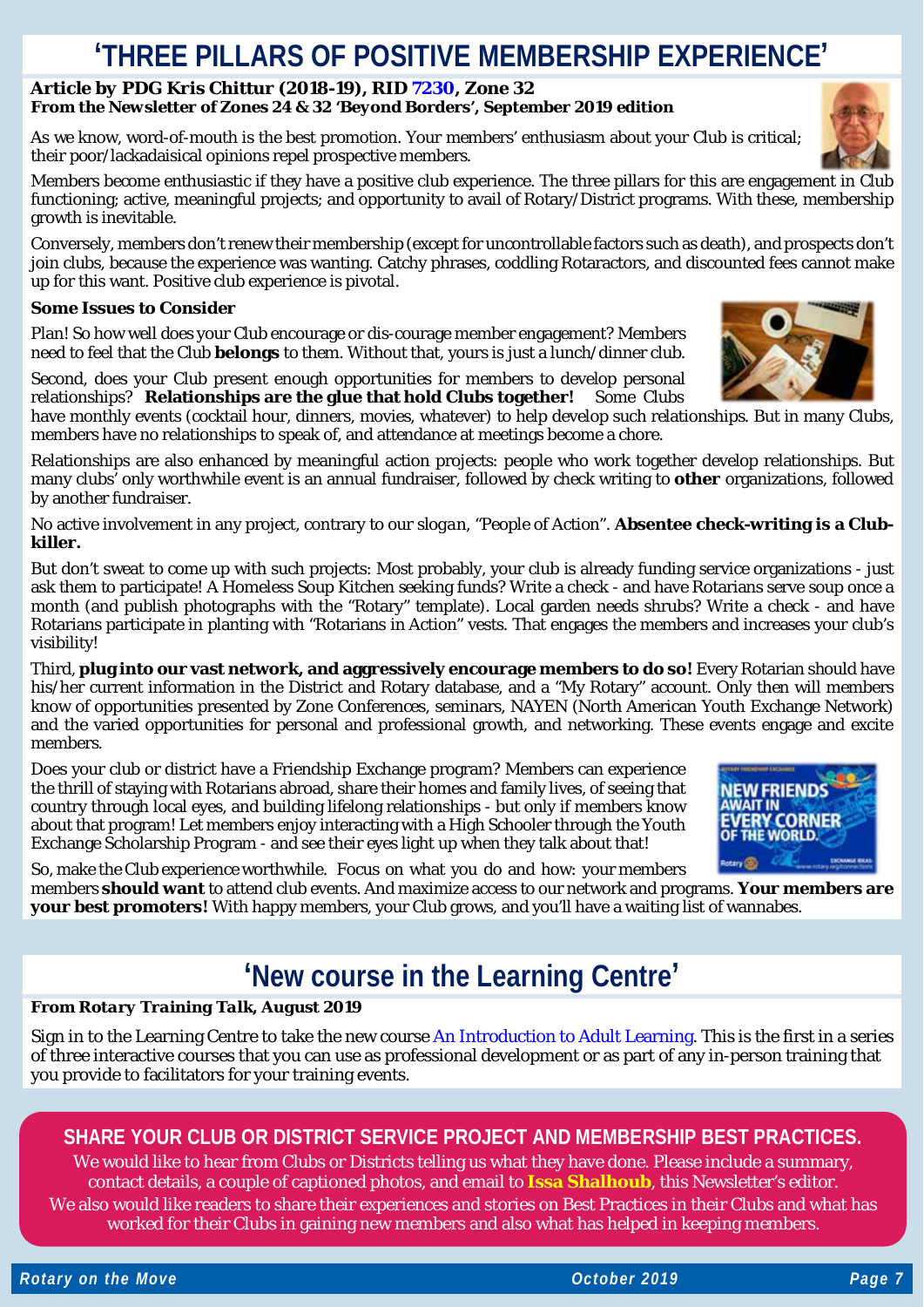# 'THREE PILLARS OF POSITIVE MEMBERSHIP EXPERIENCE'

***Article by PDG Kris Chittur (2018-19), RID 7230, Zone 32***
***From the Newsletter of Zones 24 & 32 'Beyond Borders', September 2019 edition***

As we know, word-of-mouth is the best promotion. Your members' enthusiasm about your Club is critical; their poor/lackadaisical opinions repel prospective members.

Members become enthusiastic if they have a positive club experience. The three pillars for this are engagement in Club functioning; active, meaningful projects; and opportunity to avail of Rotary/District programs. With these, membership growth is inevitable.

Conversely, members don't renew their membership (except for uncontrollable factors such as death), and prospects don't join clubs, because the experience was wanting. Catchy phrases, coddling Rotaractors, and discounted fees cannot make up for this want. Positive club experience is pivotal.

**Some Issues to Consider**

Plan! So how well does your Club encourage or dis-courage member engagement? Members need to feel that the Club **belongs** to them. Without that, yours is just a lunch/dinner club.

Second, does your Club present enough opportunities for members to develop personal relationships? ***Relationships are the glue that hold Clubs together!*** Some Clubs have monthly events (cocktail hour, dinners, movies, whatever) to help develop such relationships. But in many Clubs, members have no relationships to speak of, and attendance at meetings become a chore.

Relationships are also enhanced by meaningful action projects: people who work together develop relationships. But many clubs' only worthwhile event is an annual fundraiser, followed by check writing to **other** organizations, followed by another fundraiser.

No active involvement in any project, contrary to our slogan, "People of Action". **Absentee check-writing is a Club-killer.**

But don't sweat to come up with such projects: Most probably, your club is already funding service organizations - just ask them to participate! A Homeless Soup Kitchen seeking funds? Write a check - and have Rotarians serve soup once a month (and publish photographs with the "Rotary" template). Local garden needs shrubs? Write a check - and have Rotarians participate in planting with "Rotarians in Action" vests. That engages the members and increases your club's visibility!

Third, ***plug into our vast network, and aggressively encourage members to do so!*** Every Rotarian should have his/her current information in the District and Rotary database, and a "My Rotary" account. Only then will members know of opportunities presented by Zone Conferences, seminars, NAYEN (North American Youth Exchange Network) and the varied opportunities for personal and professional growth, and networking. These events engage and excite members.

Does your club or district have a Friendship Exchange program? Members can experience the thrill of staying with Rotarians abroad, share their homes and family lives, of seeing that country through local eyes, and building lifelong relationships - but only if members know about that program! Let members enjoy interacting with a High Schooler through the Youth Exchange Scholarship Program - and see their eyes light up when they talk about that!

So, make the Club experience worthwhile. Focus on what you do and how: your members members **should want** to attend club events. And maximize access to our network and programs. **Your members are your best promoters!** With happy members, your Club grows, and you'll have a waiting list of wannabes.

# 'New course in the Learning Centre'

***From Rotary Training Talk, August 2019***

Sign in to the Learning Centre to take the new course An Introduction to Adult Learning. This is the first in a series of three interactive courses that you can use as professional development or as part of any in-person training that you provide to facilitators for your training events.

## SHARE YOUR CLUB OR DISTRICT SERVICE PROJECT AND MEMBERSHIP BEST PRACTICES.

We would like to hear from Clubs or Districts telling us what they have done. Please include a summary, contact details, a couple of captioned photos, and email to **Issa Shalhoub**, this Newsletter's editor.
We also would like readers to share their experiences and stories on Best Practices in their Clubs and what has worked for their Clubs in gaining new members and also what has helped in keeping members.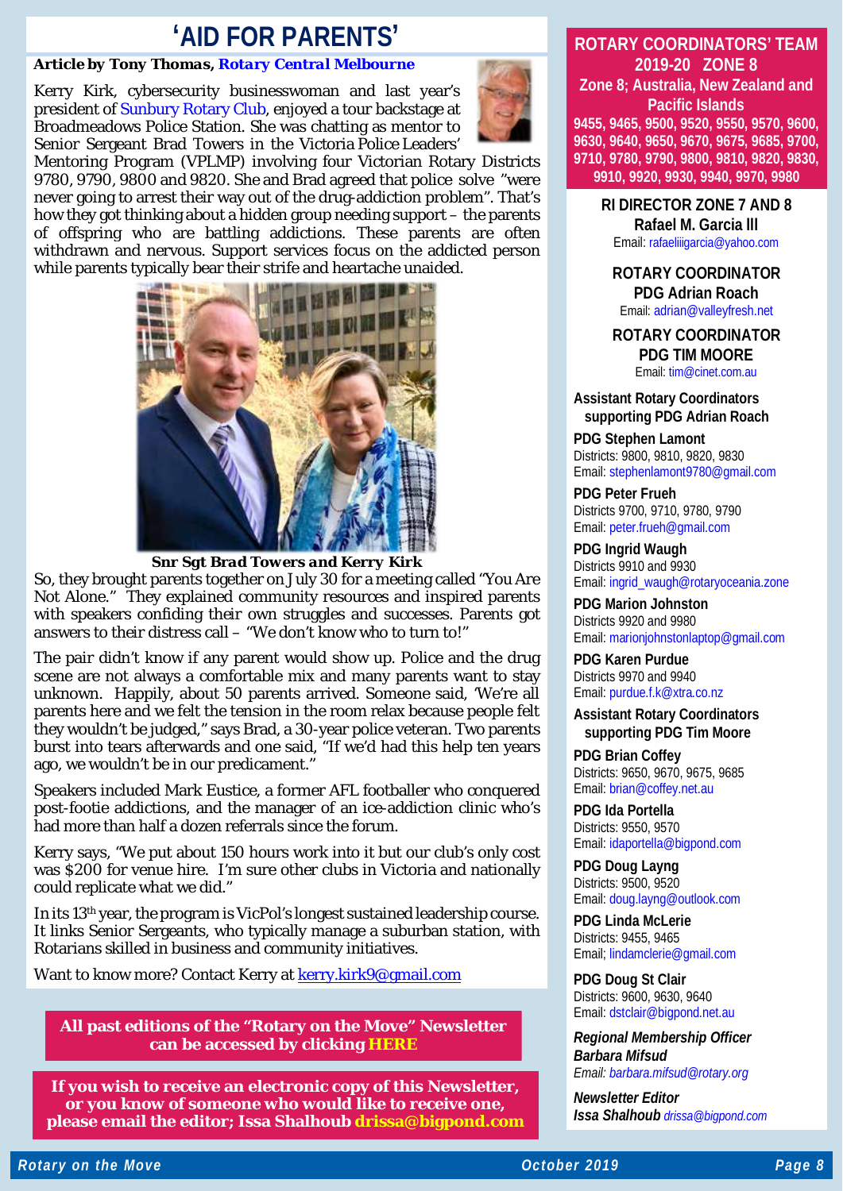# 'AID FOR PARENTS'

***Article by Tony Thomas, Rotary Central Melbourne***

Kerry Kirk, cybersecurity businesswoman and last year's president of Sunbury Rotary Club, enjoyed a tour backstage at Broadmeadows Police Station. She was chatting as mentor to Senior Sergeant Brad Towers in the Victoria Police Leaders' Mentoring Program (VPLMP) involving four Victorian Rotary Districts 9780, 9790, 9800 and 9820. She and Brad agreed that police solve "were never going to arrest their way out of the drug-addiction problem". That's how they got thinking about a hidden group needing support – the parents of offspring who are battling addictions. These parents are often withdrawn and nervous. Support services focus on the addicted person while parents typically bear their strife and heartache unaided.

**Snr Sgt Brad Towers and Kerry Kirk**

So, they brought parents together on July 30 for a meeting called "You Are Not Alone." They explained community resources and inspired parents with speakers confiding their own struggles and successes. Parents got answers to their distress call – "We don't know who to turn to!"

The pair didn't know if any parent would show up. Police and the drug scene are not always a comfortable mix and many parents want to stay unknown. Happily, about 50 parents arrived. Someone said, 'We're all parents here and we felt the tension in the room relax because people felt they wouldn't be judged," says Brad, a 30-year police veteran. Two parents burst into tears afterwards and one said, "If we'd had this help ten years ago, we wouldn't be in our predicament."

Speakers included Mark Eustice, a former AFL footballer who conquered post-footie addictions, and the manager of an ice-addiction clinic who's had more than half a dozen referrals since the forum.

Kerry says, "We put about 150 hours work into it but our club's only cost was $200 for venue hire. I'm sure other clubs in Victoria and nationally could replicate what we did."

In its 13th year, the program is VicPol's longest sustained leadership course. It links Senior Sergeants, who typically manage a suburban station, with Rotarians skilled in business and community initiatives.

Want to know more? Contact Kerry at kerry.kirk9@gmail.com

**All past editions of the "Rotary on the Move" Newsletter can be accessed by clicking HERE**

**If you wish to receive an electronic copy of this Newsletter, or you know of someone who would like to receive one, please email the editor; Issa Shalhoub drissa@bigpond.com**

## ROTARY COORDINATORS' TEAM 2019-20 ZONE 8

**Zone 8; Australia, New Zealand and Pacific Islands**

**9455, 9465, 9500, 9520, 9550, 9570, 9600, 9630, 9640, 9650, 9670, 9675, 9685, 9700, 9710, 9780, 9790, 9800, 9810, 9820, 9830, 9910, 9920, 9930, 9940, 9970, 9980**

**RI DIRECTOR ZONE 7 AND 8**
**Rafael M. Garcia lll**
Email: rafaeliiigarcia@yahoo.com

**ROTARY COORDINATOR**
**PDG Adrian Roach**
Email: adrian@valleyfresh.net

**ROTARY COORDINATOR**
**PDG TIM MOORE**
Email: tim@cinet.com.au

**Assistant Rotary Coordinators supporting PDG Adrian Roach**

**PDG Stephen Lamont**
Districts: 9800, 9810, 9820, 9830
Email: stephenlamont9780@gmail.com

**PDG Peter Frueh**
Districts 9700, 9710, 9780, 9790
Email: peter.frueh@gmail.com

**PDG Ingrid Waugh**
Districts 9910 and 9930
Email: ingrid_waugh@rotaryoceania.zone

**PDG Marion Johnston**
Districts 9920 and 9980
Email: marionjohnstonlaptop@gmail.com

**PDG Karen Purdue**
Districts 9970 and 9940
Email: purdue.f.k@xtra.co.nz

**Assistant Rotary Coordinators supporting PDG Tim Moore**

**PDG Brian Coffey**
Districts: 9650, 9670, 9675, 9685
Email: brian@coffey.net.au

**PDG Ida Portella**
Districts: 9550, 9570
Email: idaportella@bigpond.com

**PDG Doug Layng**
Districts: 9500, 9520
Email: doug.layng@outlook.com

**PDG Linda McLerie**
Districts: 9455, 9465
Email; lindamclerie@gmail.com

**PDG Doug St Clair**
Districts: 9600, 9630, 9640
Email: dstclair@bigpond.net.au

***Regional Membership Officer***
***Barbara Mifsud***
*Email: barbara.mifsud@rotary.org*

***Newsletter Editor***
***Issa Shalhoub*** *drissa@bigpond.com*